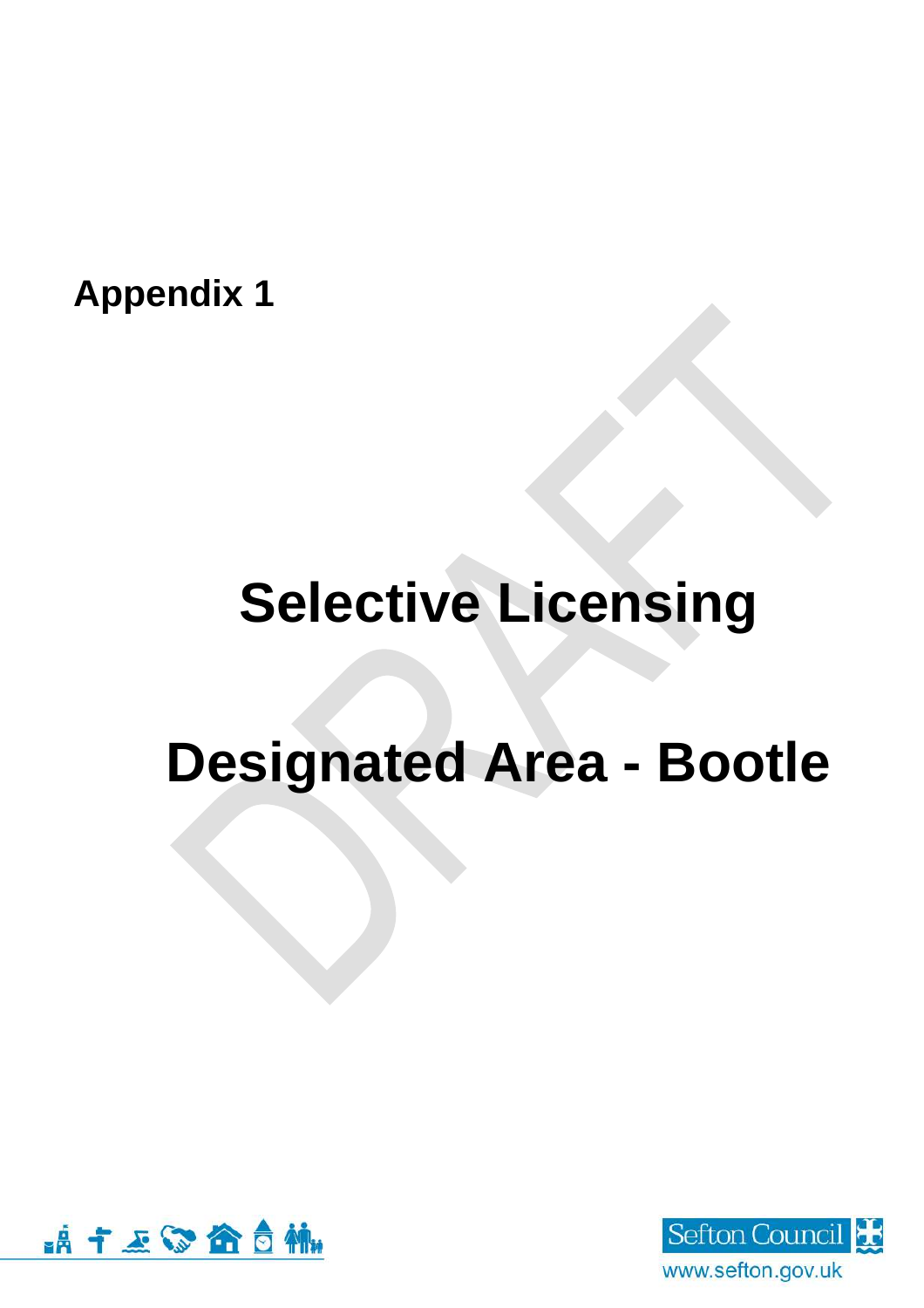**Appendix 1**

# Selective Licensing

# Designated Area - Bootle

Sefton Council

www.sefton.gov.uk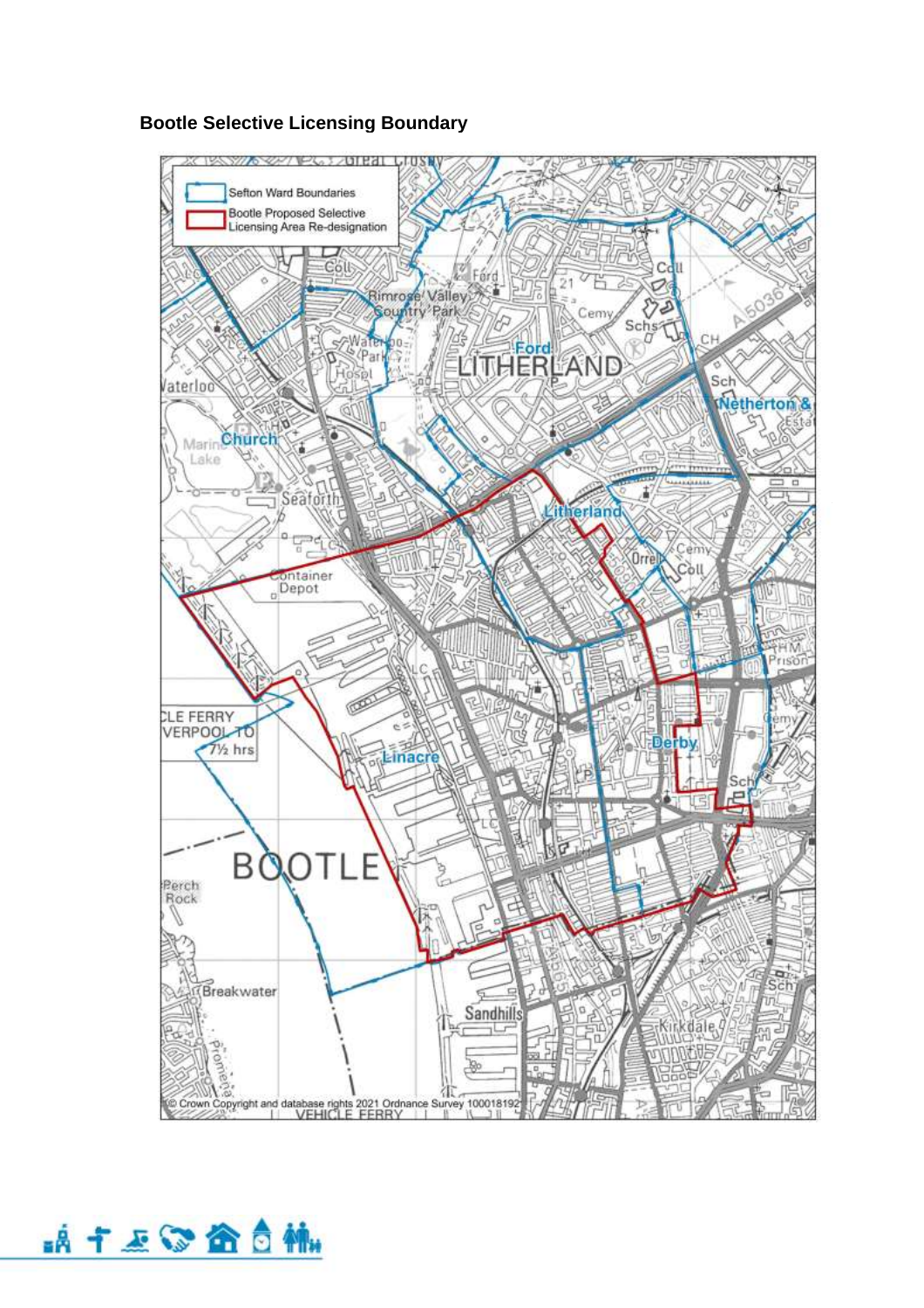**Bootle Selective Licensing Boundary**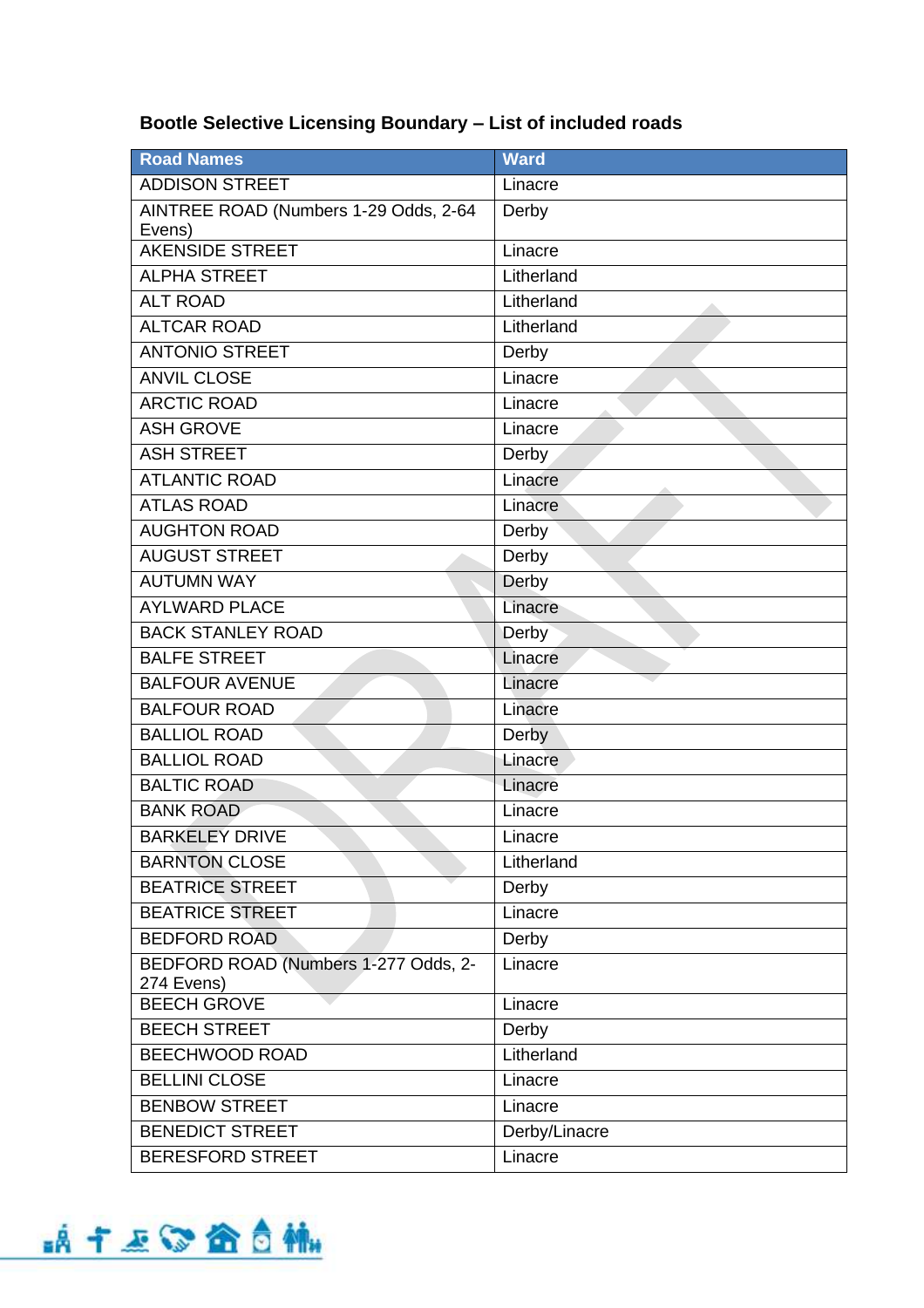**Bootle Selective Licensing Boundary – List of included roads**

| Road Names | Ward |
|---|---|
| ADDISON STREET | Linacre |
| AINTREE ROAD (Numbers 1-29 Odds, 2-64 Evens) | Derby |
| AKENSIDE STREET | Linacre |
| ALPHA STREET | Litherland |
| ALT ROAD | Litherland |
| ALTCAR ROAD | Litherland |
| ANTONIO STREET | Derby |
| ANVIL CLOSE | Linacre |
| ARCTIC ROAD | Linacre |
| ASH GROVE | Linacre |
| ASH STREET | Derby |
| ATLANTIC ROAD | Linacre |
| ATLAS ROAD | Linacre |
| AUGHTON ROAD | Derby |
| AUGUST STREET | Derby |
| AUTUMN WAY | Derby |
| AYLWARD PLACE | Linacre |
| BACK STANLEY ROAD | Derby |
| BALFE STREET | Linacre |
| BALFOUR AVENUE | Linacre |
| BALFOUR ROAD | Linacre |
| BALLIOL ROAD | Derby |
| BALLIOL ROAD | Linacre |
| BALTIC ROAD | Linacre |
| BANK ROAD | Linacre |
| BARKELEY DRIVE | Linacre |
| BARNTON CLOSE | Litherland |
| BEATRICE STREET | Derby |
| BEATRICE STREET | Linacre |
| BEDFORD ROAD | Derby |
| BEDFORD ROAD (Numbers 1-277 Odds, 2-274 Evens) | Linacre |
| BEECH GROVE | Linacre |
| BEECH STREET | Derby |
| BEECHWOOD ROAD | Litherland |
| BELLINI CLOSE | Linacre |
| BENBOW STREET | Linacre |
| BENEDICT STREET | Derby/Linacre |
| BERESFORD STREET | Linacre |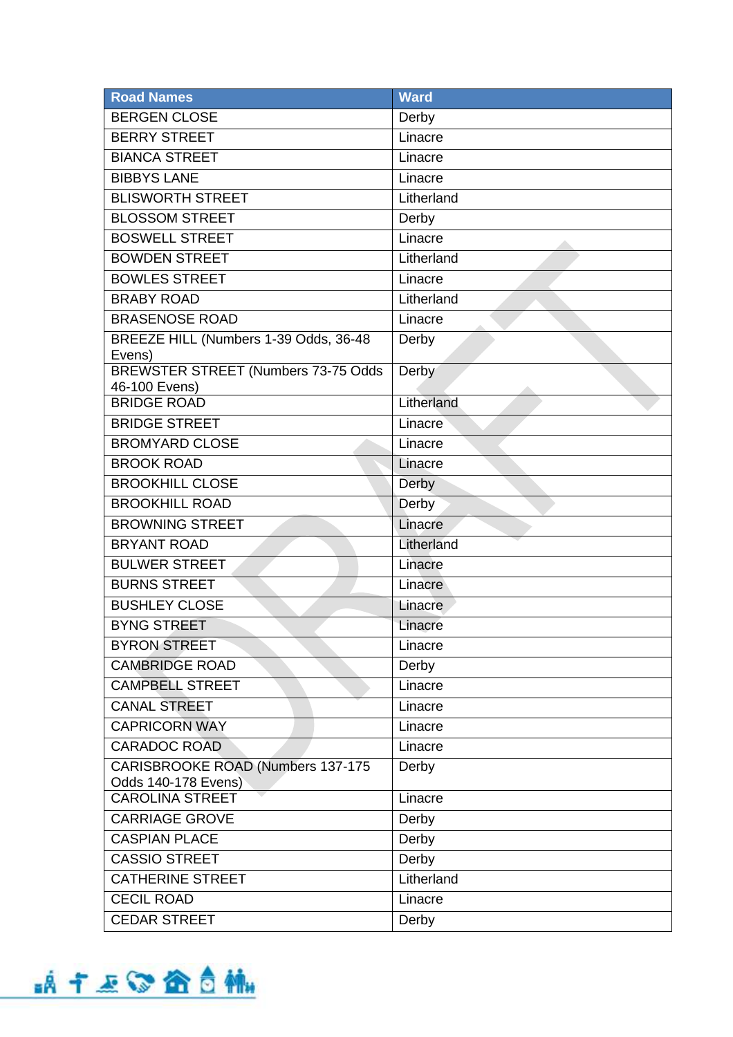| Road Names | Ward |
| --- | --- |
| BERGEN CLOSE | Derby |
| BERRY STREET | Linacre |
| BIANCA STREET | Linacre |
| BIBBYS LANE | Linacre |
| BLISWORTH STREET | Litherland |
| BLOSSOM STREET | Derby |
| BOSWELL STREET | Linacre |
| BOWDEN STREET | Litherland |
| BOWLES STREET | Linacre |
| BRABY ROAD | Litherland |
| BRASENOSE ROAD | Linacre |
| BREEZE HILL (Numbers 1-39 Odds, 36-48 Evens) | Derby |
| BREWSTER STREET (Numbers 73-75 Odds 46-100 Evens) | Derby |
| BRIDGE ROAD | Litherland |
| BRIDGE STREET | Linacre |
| BROMYARD CLOSE | Linacre |
| BROOK ROAD | Linacre |
| BROOKHILL CLOSE | Derby |
| BROOKHILL ROAD | Derby |
| BROWNING STREET | Linacre |
| BRYANT ROAD | Litherland |
| BULWER STREET | Linacre |
| BURNS STREET | Linacre |
| BUSHLEY CLOSE | Linacre |
| BYNG STREET | Linacre |
| BYRON STREET | Linacre |
| CAMBRIDGE ROAD | Derby |
| CAMPBELL STREET | Linacre |
| CANAL STREET | Linacre |
| CAPRICORN WAY | Linacre |
| CARADOC ROAD | Linacre |
| CARISBROOKE ROAD (Numbers 137-175 Odds 140-178 Evens) | Derby |
| CAROLINA STREET | Linacre |
| CARRIAGE GROVE | Derby |
| CASPIAN PLACE | Derby |
| CASSIO STREET | Derby |
| CATHERINE STREET | Litherland |
| CECIL ROAD | Linacre |
| CEDAR STREET | Derby |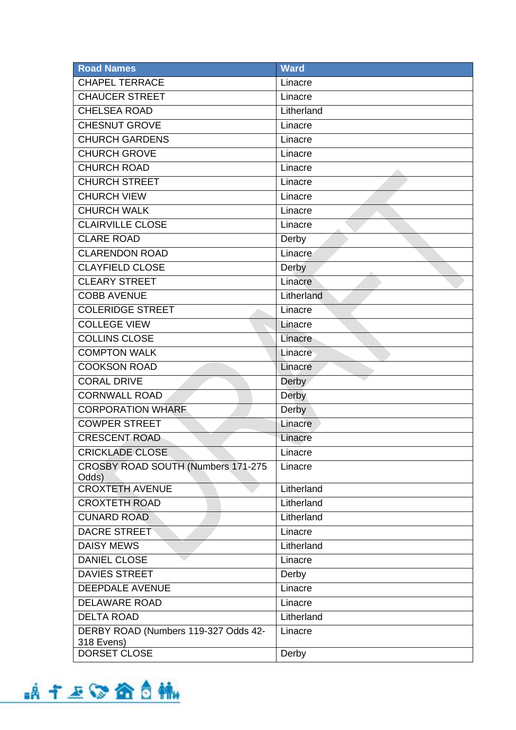| Road Names | Ward |
| --- | --- |
| CHAPEL TERRACE | Linacre |
| CHAUCER STREET | Linacre |
| CHELSEA ROAD | Litherland |
| CHESNUT GROVE | Linacre |
| CHURCH GARDENS | Linacre |
| CHURCH GROVE | Linacre |
| CHURCH ROAD | Linacre |
| CHURCH STREET | Linacre |
| CHURCH VIEW | Linacre |
| CHURCH WALK | Linacre |
| CLAIRVILLE CLOSE | Linacre |
| CLARE ROAD | Derby |
| CLARENDON ROAD | Linacre |
| CLAYFIELD CLOSE | Derby |
| CLEARY STREET | Linacre |
| COBB AVENUE | Litherland |
| COLERIDGE STREET | Linacre |
| COLLEGE VIEW | Linacre |
| COLLINS CLOSE | Linacre |
| COMPTON WALK | Linacre |
| COOKSON ROAD | Linacre |
| CORAL DRIVE | Derby |
| CORNWALL ROAD | Derby |
| CORPORATION WHARF | Derby |
| COWPER STREET | Linacre |
| CRESCENT ROAD | Linacre |
| CRICKLADE CLOSE | Linacre |
| CROSBY ROAD SOUTH (Numbers 171-275 Odds) | Linacre |
| CROXTETH AVENUE | Litherland |
| CROXTETH ROAD | Litherland |
| CUNARD ROAD | Litherland |
| DACRE STREET | Linacre |
| DAISY MEWS | Litherland |
| DANIEL CLOSE | Linacre |
| DAVIES STREET | Derby |
| DEEPDALE AVENUE | Linacre |
| DELAWARE ROAD | Linacre |
| DELTA ROAD | Litherland |
| DERBY ROAD (Numbers 119-327 Odds 42-318 Evens) | Linacre |
| DORSET CLOSE | Derby |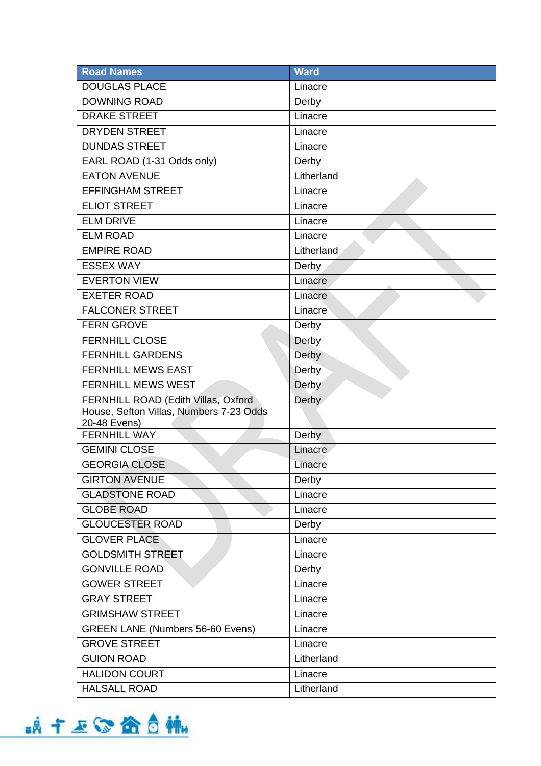| Road Names | Ward |
| --- | --- |
| DOUGLAS PLACE | Linacre |
| DOWNING ROAD | Derby |
| DRAKE STREET | Linacre |
| DRYDEN STREET | Linacre |
| DUNDAS STREET | Linacre |
| EARL ROAD (1-31 Odds only) | Derby |
| EATON AVENUE | Litherland |
| EFFINGHAM STREET | Linacre |
| ELIOT STREET | Linacre |
| ELM DRIVE | Linacre |
| ELM ROAD | Linacre |
| EMPIRE ROAD | Litherland |
| ESSEX WAY | Derby |
| EVERTON VIEW | Linacre |
| EXETER ROAD | Linacre |
| FALCONER STREET | Linacre |
| FERN GROVE | Derby |
| FERNHILL CLOSE | Derby |
| FERNHILL GARDENS | Derby |
| FERNHILL MEWS EAST | Derby |
| FERNHILL MEWS WEST | Derby |
| FERNHILL ROAD (Edith Villas, Oxford House, Sefton Villas, Numbers 7-23 Odds 20-48 Evens) | Derby |
| FERNHILL WAY | Derby |
| GEMINI CLOSE | Linacre |
| GEORGIA CLOSE | Linacre |
| GIRTON AVENUE | Derby |
| GLADSTONE ROAD | Linacre |
| GLOBE ROAD | Linacre |
| GLOUCESTER ROAD | Derby |
| GLOVER PLACE | Linacre |
| GOLDSMITH STREET | Linacre |
| GONVILLE ROAD | Derby |
| GOWER STREET | Linacre |
| GRAY STREET | Linacre |
| GRIMSHAW STREET | Linacre |
| GREEN LANE (Numbers 56-60 Evens) | Linacre |
| GROVE STREET | Linacre |
| GUION ROAD | Litherland |
| HALIDON COURT | Linacre |
| HALSALL ROAD | Litherland |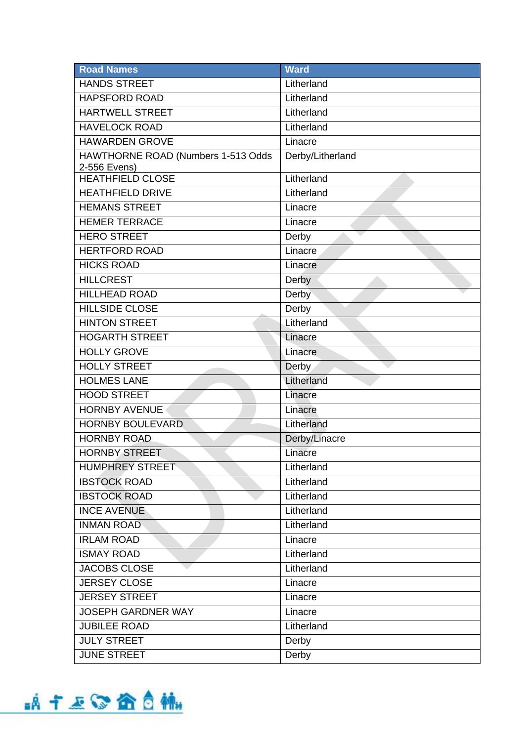| Road Names | Ward |
|---|---|
| HANDS STREET | Litherland |
| HAPSFORD ROAD | Litherland |
| HARTWELL STREET | Litherland |
| HAVELOCK ROAD | Litherland |
| HAWARDEN GROVE | Linacre |
| HAWTHORNE ROAD (Numbers 1-513 Odds 2-556 Evens) | Derby/Litherland |
| HEATHFIELD CLOSE | Litherland |
| HEATHFIELD DRIVE | Litherland |
| HEMANS STREET | Linacre |
| HEMER TERRACE | Linacre |
| HERO STREET | Derby |
| HERTFORD ROAD | Linacre |
| HICKS ROAD | Linacre |
| HILLCREST | Derby |
| HILLHEAD ROAD | Derby |
| HILLSIDE CLOSE | Derby |
| HINTON STREET | Litherland |
| HOGARTH STREET | Linacre |
| HOLLY GROVE | Linacre |
| HOLLY STREET | Derby |
| HOLMES LANE | Litherland |
| HOOD STREET | Linacre |
| HORNBY AVENUE | Linacre |
| HORNBY BOULEVARD | Litherland |
| HORNBY ROAD | Derby/Linacre |
| HORNBY STREET | Linacre |
| HUMPHREY STREET | Litherland |
| IBSTOCK ROAD | Litherland |
| IBSTOCK ROAD | Litherland |
| INCE AVENUE | Litherland |
| INMAN ROAD | Litherland |
| IRLAM ROAD | Linacre |
| ISMAY ROAD | Litherland |
| JACOBS CLOSE | Litherland |
| JERSEY CLOSE | Linacre |
| JERSEY STREET | Linacre |
| JOSEPH GARDNER WAY | Linacre |
| JUBILEE ROAD | Litherland |
| JULY STREET | Derby |
| JUNE STREET | Derby |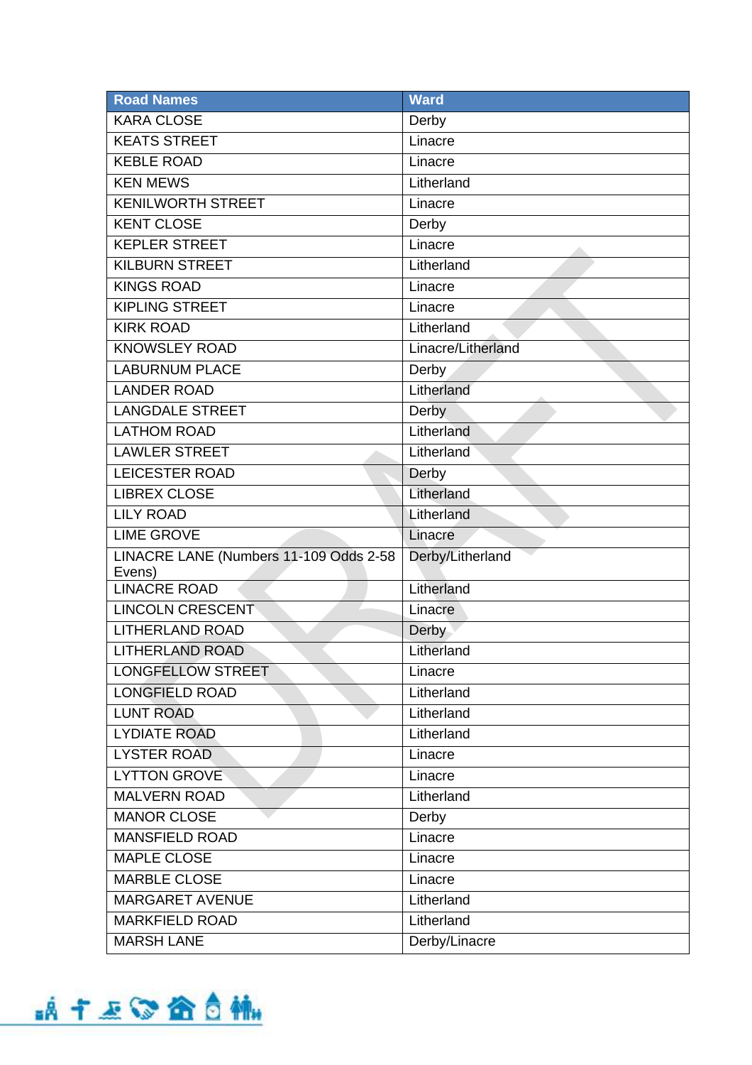| Road Names | Ward |
| --- | --- |
| KARA CLOSE | Derby |
| KEATS STREET | Linacre |
| KEBLE ROAD | Linacre |
| KEN MEWS | Litherland |
| KENILWORTH STREET | Linacre |
| KENT CLOSE | Derby |
| KEPLER STREET | Linacre |
| KILBURN STREET | Litherland |
| KINGS ROAD | Linacre |
| KIPLING STREET | Linacre |
| KIRK ROAD | Litherland |
| KNOWSLEY ROAD | Linacre/Litherland |
| LABURNUM PLACE | Derby |
| LANDER ROAD | Litherland |
| LANGDALE STREET | Derby |
| LATHOM ROAD | Litherland |
| LAWLER STREET | Litherland |
| LEICESTER ROAD | Derby |
| LIBREX CLOSE | Litherland |
| LILY ROAD | Litherland |
| LIME GROVE | Linacre |
| LINACRE LANE (Numbers 11-109 Odds 2-58 Evens) | Derby/Litherland |
| LINACRE ROAD | Litherland |
| LINCOLN CRESCENT | Linacre |
| LITHERLAND ROAD | Derby |
| LITHERLAND ROAD | Litherland |
| LONGFELLOW STREET | Linacre |
| LONGFIELD ROAD | Litherland |
| LUNT ROAD | Litherland |
| LYDIATE ROAD | Litherland |
| LYSTER ROAD | Linacre |
| LYTTON GROVE | Linacre |
| MALVERN ROAD | Litherland |
| MANOR CLOSE | Derby |
| MANSFIELD ROAD | Linacre |
| MAPLE CLOSE | Linacre |
| MARBLE CLOSE | Linacre |
| MARGARET AVENUE | Litherland |
| MARKFIELD ROAD | Litherland |
| MARSH LANE | Derby/Linacre |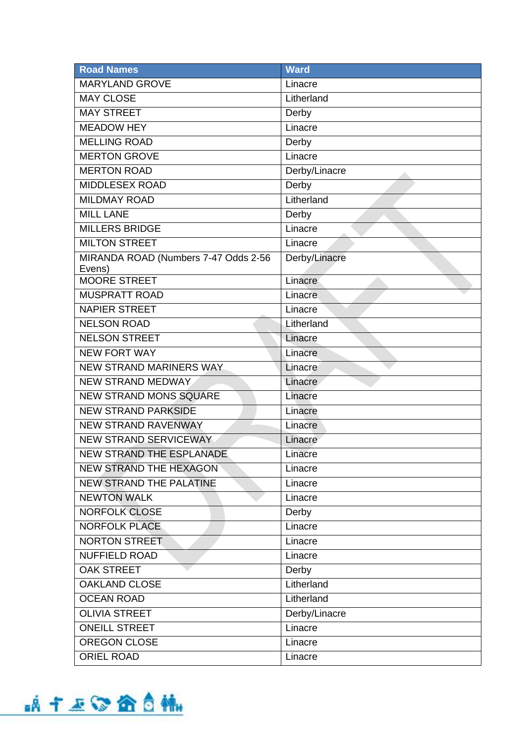| Road Names | Ward |
|---|---|
| MARYLAND GROVE | Linacre |
| MAY CLOSE | Litherland |
| MAY STREET | Derby |
| MEADOW HEY | Linacre |
| MELLING ROAD | Derby |
| MERTON GROVE | Linacre |
| MERTON ROAD | Derby/Linacre |
| MIDDLESEX ROAD | Derby |
| MILDMAY ROAD | Litherland |
| MILL LANE | Derby |
| MILLERS BRIDGE | Linacre |
| MILTON STREET | Linacre |
| MIRANDA ROAD (Numbers 7-47 Odds 2-56 Evens) | Derby/Linacre |
| MOORE STREET | Linacre |
| MUSPRATT ROAD | Linacre |
| NAPIER STREET | Linacre |
| NELSON ROAD | Litherland |
| NELSON STREET | Linacre |
| NEW FORT WAY | Linacre |
| NEW STRAND MARINERS WAY | Linacre |
| NEW STRAND MEDWAY | Linacre |
| NEW STRAND MONS SQUARE | Linacre |
| NEW STRAND PARKSIDE | Linacre |
| NEW STRAND RAVENWAY | Linacre |
| NEW STRAND SERVICEWAY | Linacre |
| NEW STRAND THE ESPLANADE | Linacre |
| NEW STRAND THE HEXAGON | Linacre |
| NEW STRAND THE PALATINE | Linacre |
| NEWTON WALK | Linacre |
| NORFOLK CLOSE | Derby |
| NORFOLK PLACE | Linacre |
| NORTON STREET | Linacre |
| NUFFIELD ROAD | Linacre |
| OAK STREET | Derby |
| OAKLAND CLOSE | Litherland |
| OCEAN ROAD | Litherland |
| OLIVIA STREET | Derby/Linacre |
| ONEILL STREET | Linacre |
| OREGON CLOSE | Linacre |
| ORIEL ROAD | Linacre |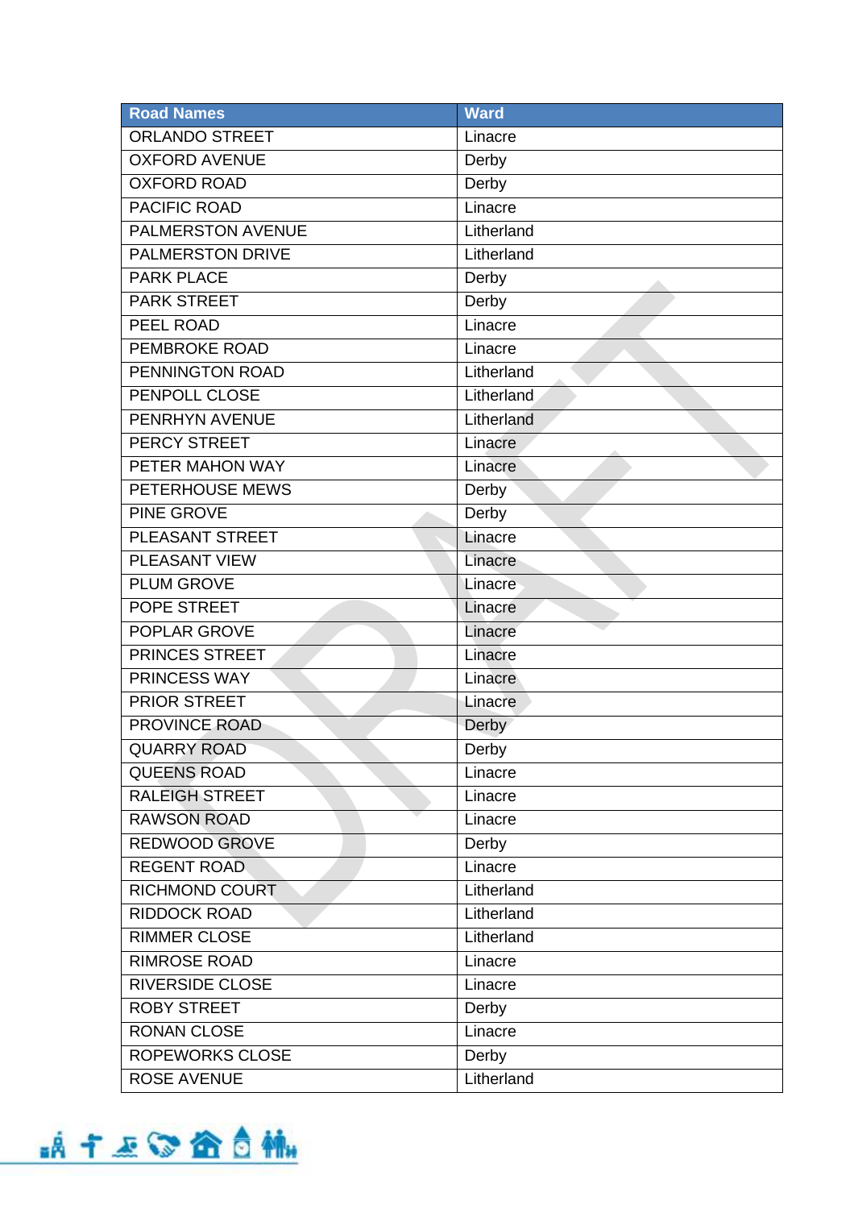| Road Names | Ward |
| --- | --- |
| ORLANDO STREET | Linacre |
| OXFORD AVENUE | Derby |
| OXFORD ROAD | Derby |
| PACIFIC ROAD | Linacre |
| PALMERSTON AVENUE | Litherland |
| PALMERSTON DRIVE | Litherland |
| PARK PLACE | Derby |
| PARK STREET | Derby |
| PEEL ROAD | Linacre |
| PEMBROKE ROAD | Linacre |
| PENNINGTON ROAD | Litherland |
| PENPOLL CLOSE | Litherland |
| PENRHYN AVENUE | Litherland |
| PERCY STREET | Linacre |
| PETER MAHON WAY | Linacre |
| PETERHOUSE MEWS | Derby |
| PINE GROVE | Derby |
| PLEASANT STREET | Linacre |
| PLEASANT VIEW | Linacre |
| PLUM GROVE | Linacre |
| POPE STREET | Linacre |
| POPLAR GROVE | Linacre |
| PRINCES STREET | Linacre |
| PRINCESS WAY | Linacre |
| PRIOR STREET | Linacre |
| PROVINCE ROAD | Derby |
| QUARRY ROAD | Derby |
| QUEENS ROAD | Linacre |
| RALEIGH STREET | Linacre |
| RAWSON ROAD | Linacre |
| REDWOOD GROVE | Derby |
| REGENT ROAD | Linacre |
| RICHMOND COURT | Litherland |
| RIDDOCK ROAD | Litherland |
| RIMMER CLOSE | Litherland |
| RIMROSE ROAD | Linacre |
| RIVERSIDE CLOSE | Linacre |
| ROBY STREET | Derby |
| RONAN CLOSE | Linacre |
| ROPEWORKS CLOSE | Derby |
| ROSE AVENUE | Litherland |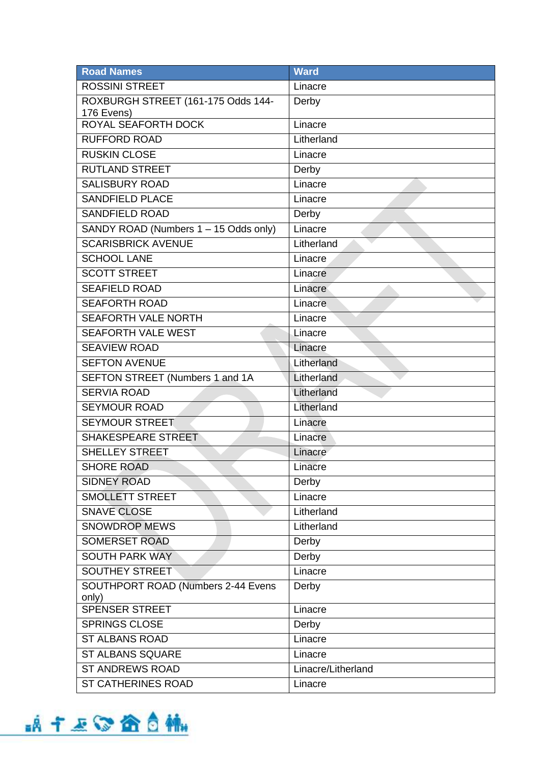| Road Names | Ward |
|---|---|
| ROSSINI STREET | Linacre |
| ROXBURGH STREET (161-175 Odds 144-176 Evens) | Derby |
| ROYAL SEAFORTH DOCK | Linacre |
| RUFFORD ROAD | Litherland |
| RUSKIN CLOSE | Linacre |
| RUTLAND STREET | Derby |
| SALISBURY ROAD | Linacre |
| SANDFIELD PLACE | Linacre |
| SANDFIELD ROAD | Derby |
| SANDY ROAD (Numbers 1 – 15 Odds only) | Linacre |
| SCARISBRICK AVENUE | Litherland |
| SCHOOL LANE | Linacre |
| SCOTT STREET | Linacre |
| SEAFIELD ROAD | Linacre |
| SEAFORTH ROAD | Linacre |
| SEAFORTH VALE NORTH | Linacre |
| SEAFORTH VALE WEST | Linacre |
| SEAVIEW ROAD | Linacre |
| SEFTON AVENUE | Litherland |
| SEFTON STREET (Numbers 1 and 1A | Litherland |
| SERVIA ROAD | Litherland |
| SEYMOUR ROAD | Litherland |
| SEYMOUR STREET | Linacre |
| SHAKESPEARE STREET | Linacre |
| SHELLEY STREET | Linacre |
| SHORE ROAD | Linacre |
| SIDNEY ROAD | Derby |
| SMOLLETT STREET | Linacre |
| SNAVE CLOSE | Litherland |
| SNOWDROP MEWS | Litherland |
| SOMERSET ROAD | Derby |
| SOUTH PARK WAY | Derby |
| SOUTHEY STREET | Linacre |
| SOUTHPORT ROAD (Numbers 2-44 Evens only) | Derby |
| SPENSER STREET | Linacre |
| SPRINGS CLOSE | Derby |
| ST ALBANS ROAD | Linacre |
| ST ALBANS SQUARE | Linacre |
| ST ANDREWS ROAD | Linacre/Litherland |
| ST CATHERINES ROAD | Linacre |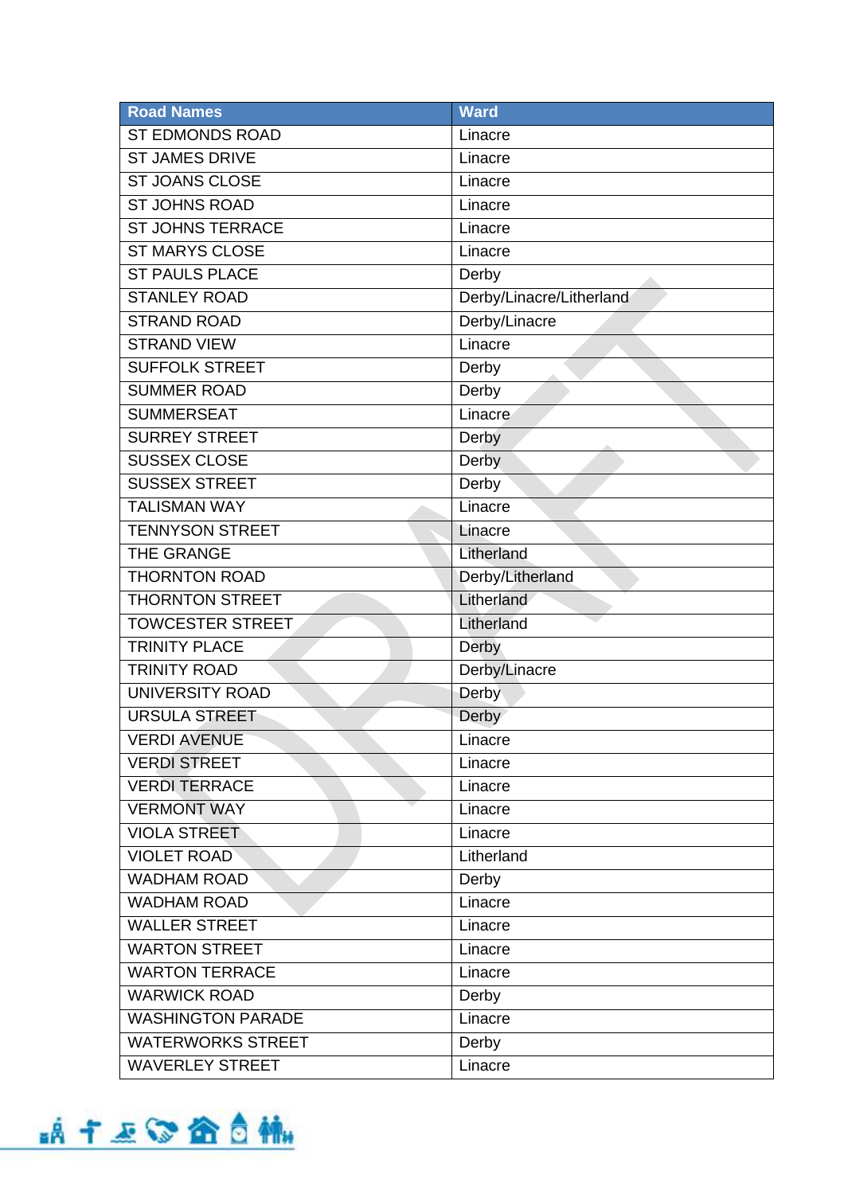| Road Names | Ward |
| --- | --- |
| ST EDMONDS ROAD | Linacre |
| ST JAMES DRIVE | Linacre |
| ST JOANS CLOSE | Linacre |
| ST JOHNS ROAD | Linacre |
| ST JOHNS TERRACE | Linacre |
| ST MARYS CLOSE | Linacre |
| ST PAULS PLACE | Derby |
| STANLEY ROAD | Derby/Linacre/Litherland |
| STRAND ROAD | Derby/Linacre |
| STRAND VIEW | Linacre |
| SUFFOLK STREET | Derby |
| SUMMER ROAD | Derby |
| SUMMERSEAT | Linacre |
| SURREY STREET | Derby |
| SUSSEX CLOSE | Derby |
| SUSSEX STREET | Derby |
| TALISMAN WAY | Linacre |
| TENNYSON STREET | Linacre |
| THE GRANGE | Litherland |
| THORNTON ROAD | Derby/Litherland |
| THORNTON STREET | Litherland |
| TOWCESTER STREET | Litherland |
| TRINITY PLACE | Derby |
| TRINITY ROAD | Derby/Linacre |
| UNIVERSITY ROAD | Derby |
| URSULA STREET | Derby |
| VERDI AVENUE | Linacre |
| VERDI STREET | Linacre |
| VERDI TERRACE | Linacre |
| VERMONT WAY | Linacre |
| VIOLA STREET | Linacre |
| VIOLET ROAD | Litherland |
| WADHAM ROAD | Derby |
| WADHAM ROAD | Linacre |
| WALLER STREET | Linacre |
| WARTON STREET | Linacre |
| WARTON TERRACE | Linacre |
| WARWICK ROAD | Derby |
| WASHINGTON PARADE | Linacre |
| WATERWORKS STREET | Derby |
| WAVERLEY STREET | Linacre |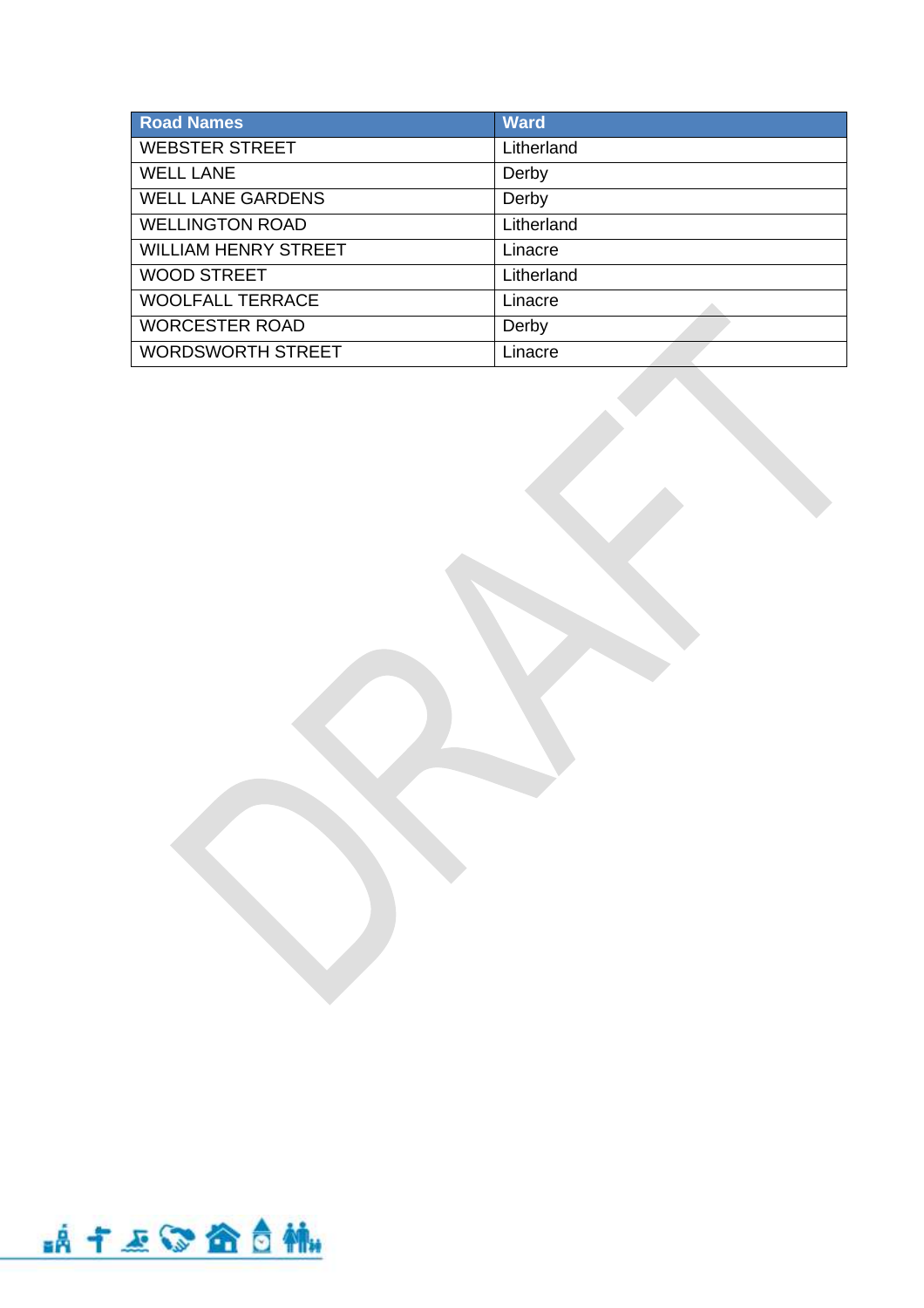| Road Names | Ward |
|---|---|
| WEBSTER STREET | Litherland |
| WELL LANE | Derby |
| WELL LANE GARDENS | Derby |
| WELLINGTON ROAD | Litherland |
| WILLIAM HENRY STREET | Linacre |
| WOOD STREET | Litherland |
| WOOLFALL TERRACE | Linacre |
| WORCESTER ROAD | Derby |
| WORDSWORTH STREET | Linacre |